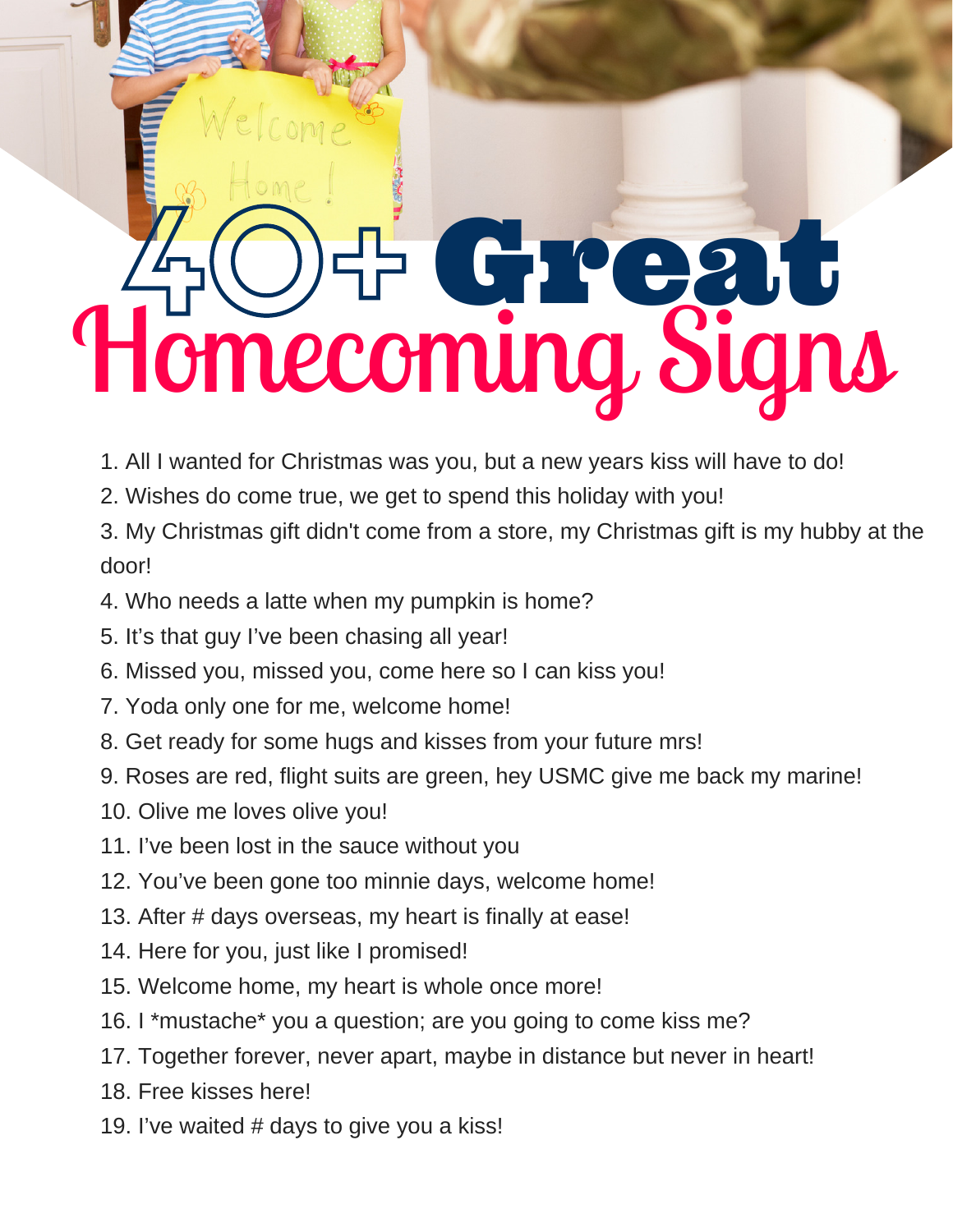# 40+ Great Homecoming Signs

1. All I wanted for Christmas was you, but a new years kiss will have to do!
2. Wishes do come true, we get to spend this holiday with you!
3. My Christmas gift didn't come from a store, my Christmas gift is my hubby at the door!
4. Who needs a latte when my pumpkin is home?
5. It's that guy I've been chasing all year!
6. Missed you, missed you, come here so I can kiss you!
7. Yoda only one for me, welcome home!
8. Get ready for some hugs and kisses from your future mrs!
9. Roses are red, flight suits are green, hey USMC give me back my marine!
10. Olive me loves olive you!
11. I've been lost in the sauce without you
12. You've been gone too minnie days, welcome home!
13. After # days overseas, my heart is finally at ease!
14. Here for you, just like I promised!
15. Welcome home, my heart is whole once more!
16. I *mustache* you a question; are you going to come kiss me?
17. Together forever, never apart, maybe in distance but never in heart!
18. Free kisses here!
19. I've waited # days to give you a kiss!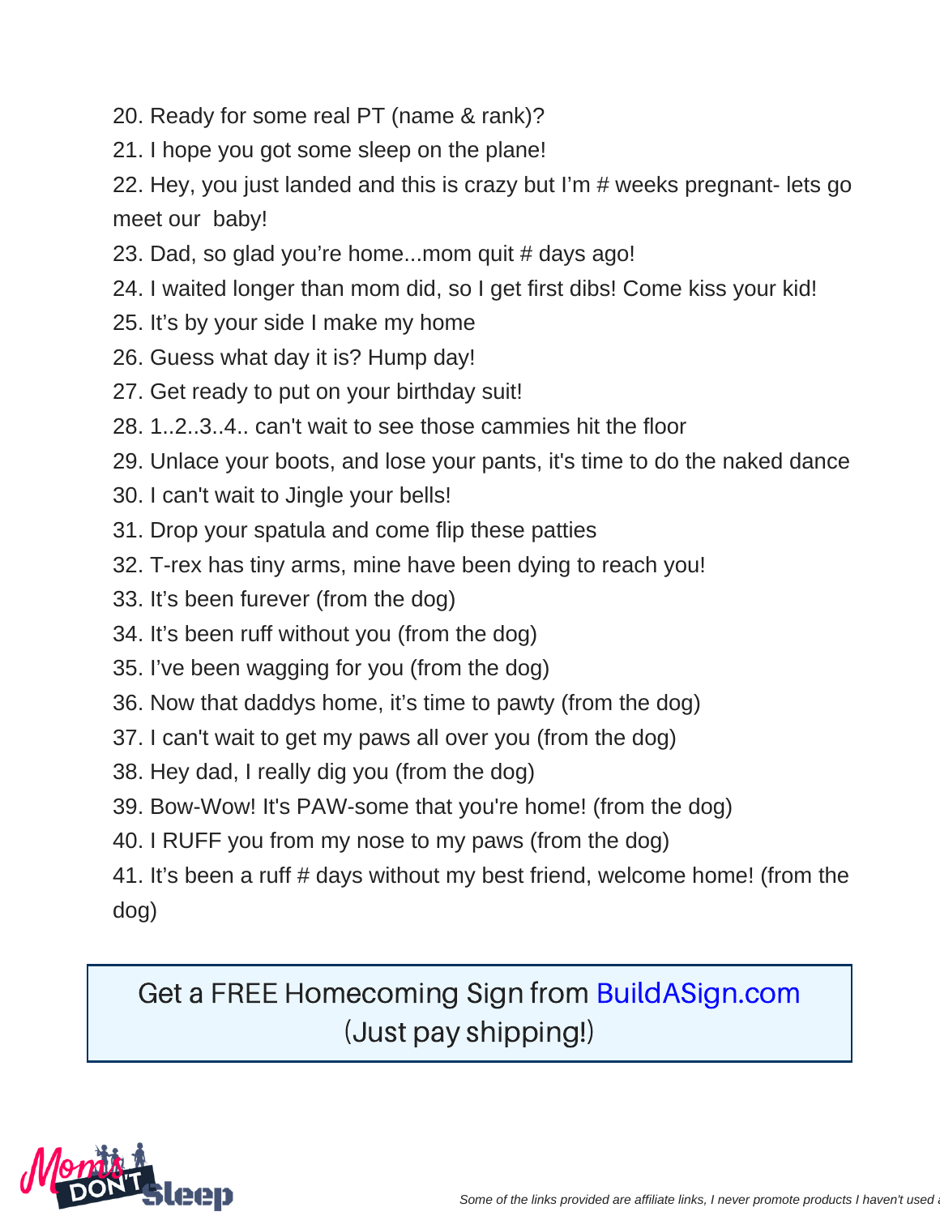20. Ready for some real PT (name & rank)?
21. I hope you got some sleep on the plane!
22. Hey, you just landed and this is crazy but I'm # weeks pregnant- lets go meet our baby!
23. Dad, so glad you're home...mom quit # days ago!
24. I waited longer than mom did, so I get first dibs! Come kiss your kid!
25. It's by your side I make my home
26. Guess what day it is? Hump day!
27. Get ready to put on your birthday suit!
28. 1..2..3..4.. can't wait to see those cammies hit the floor
29. Unlace your boots, and lose your pants, it's time to do the naked dance
30. I can't wait to Jingle your bells!
31. Drop your spatula and come flip these patties
32. T-rex has tiny arms, mine have been dying to reach you!
33. It's been furever (from the dog)
34. It's been ruff without you (from the dog)
35. I've been wagging for you (from the dog)
36. Now that daddys home, it's time to pawty (from the dog)
37. I can't wait to get my paws all over you (from the dog)
38. Hey dad, I really dig you (from the dog)
39. Bow-Wow! It's PAW-some that you're home! (from the dog)
40. I RUFF you from my nose to my paws (from the dog)
41. It's been a ruff # days without my best friend, welcome home! (from the dog)

Get a FREE Homecoming Sign from BuildASign.com (Just pay shipping!)

Moms DON'T Sleep

*Some of the links provided are affiliate links, I never promote products I haven't used*